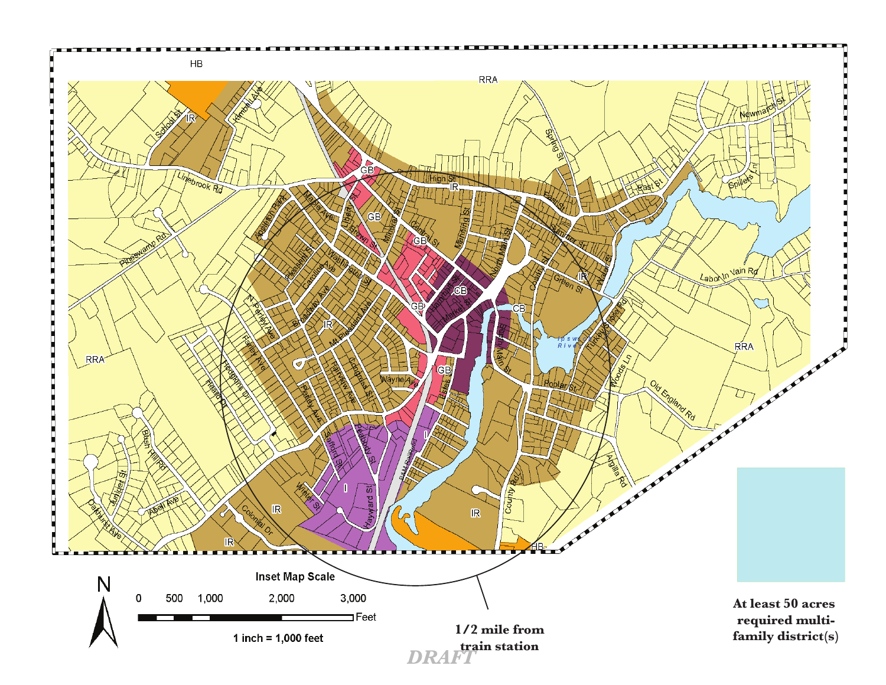Inset Map Scale

0 500 1,000 2,000 3,000 Feet

1 inch = 1,000 feet

1/2 mile from train station

DRAFT

**At least 50 acres required multi-family district(s)**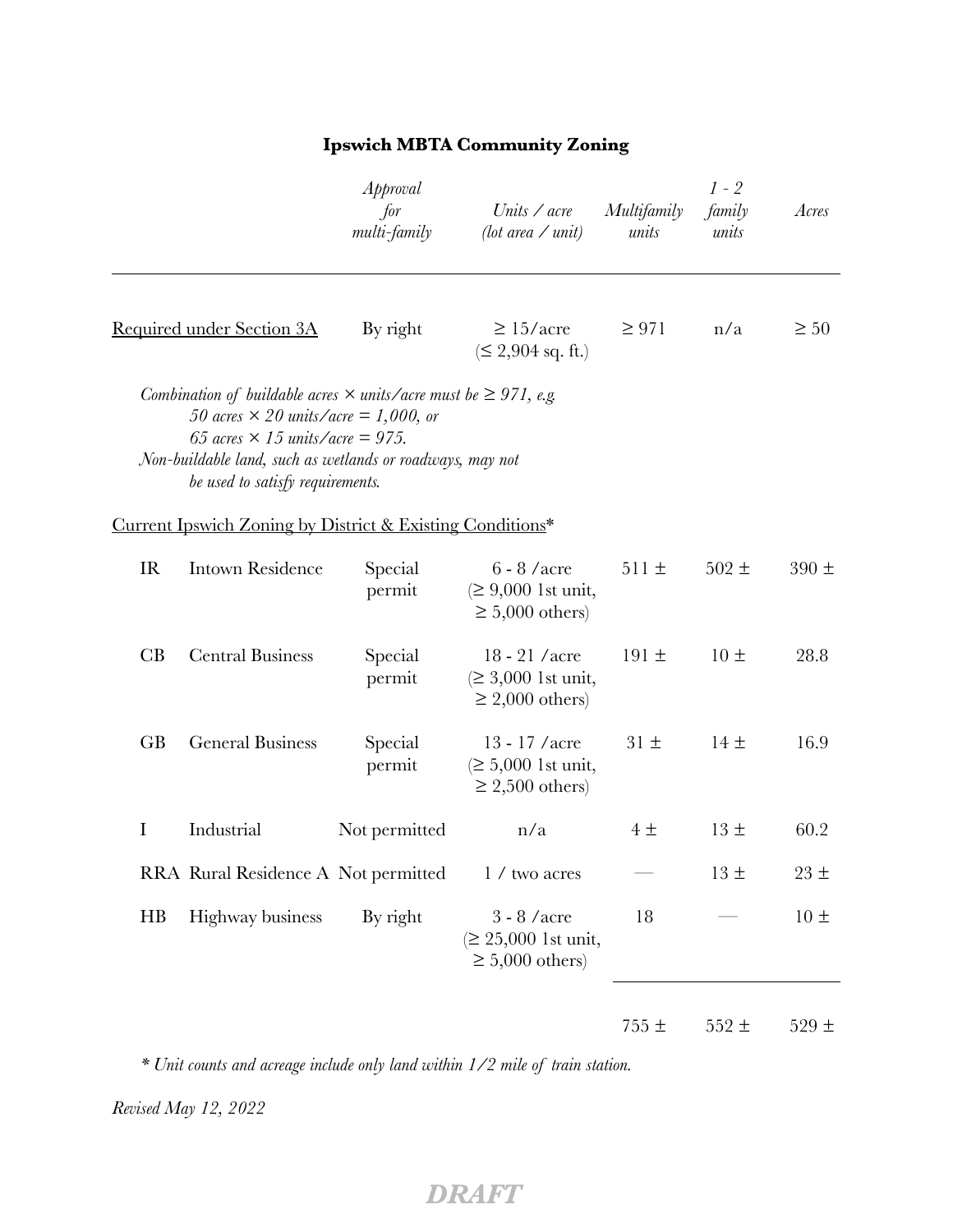# Ipswich MBTA Community Zoning

| | | Approval for multi-family | Units / acre (lot area / unit) | Multifamily units | 1 - 2 family units | Acres |
|---|---|---|---|---|---|---|
| Required under Section 3A | | By right | ≥ 15/acre (≤ 2,904 sq. ft.) | ≥ 971 | n/a | ≥ 50 |

*Combination of buildable acres × units/acre must be ≥ 971, e.g.*
*50 acres × 20 units/acre = 1,000, or*
*65 acres × 15 units/acre = 975.*
*Non-buildable land, such as wetlands or roadways, may not be used to satisfy requirements.*

Current Ipswich Zoning by District & Existing Conditions*

| | | Approval for multi-family | Units / acre (lot area / unit) | Multifamily units | 1 - 2 family units | Acres |
|---|---|---|---|---|---|---|
| IR | Intown Residence | Special permit | 6 - 8 /acre (≥ 9,000 1st unit, ≥ 5,000 others) | 511 ± | 502 ± | 390 ± |
| CB | Central Business | Special permit | 18 - 21 /acre (≥ 3,000 1st unit, ≥ 2,000 others) | 191 ± | 10 ± | 28.8 |
| GB | General Business | Special permit | 13 - 17 /acre (≥ 5,000 1st unit, ≥ 2,500 others) | 31 ± | 14 ± | 16.9 |
| I | Industrial | Not permitted | n/a | 4 ± | 13 ± | 60.2 |
| RRA | Rural Residence A | Not permitted | 1 / two acres | — | 13 ± | 23 ± |
| HB | Highway business | By right | 3 - 8 /acre (≥ 25,000 1st unit, ≥ 5,000 others) | 18 | — | 10 ± |
| | | | | 755 ± | 552 ± | 529 ± |

*\* Unit counts and acreage include only land within 1/2 mile of train station.*

*Revised May 12, 2022*

***DRAFT***